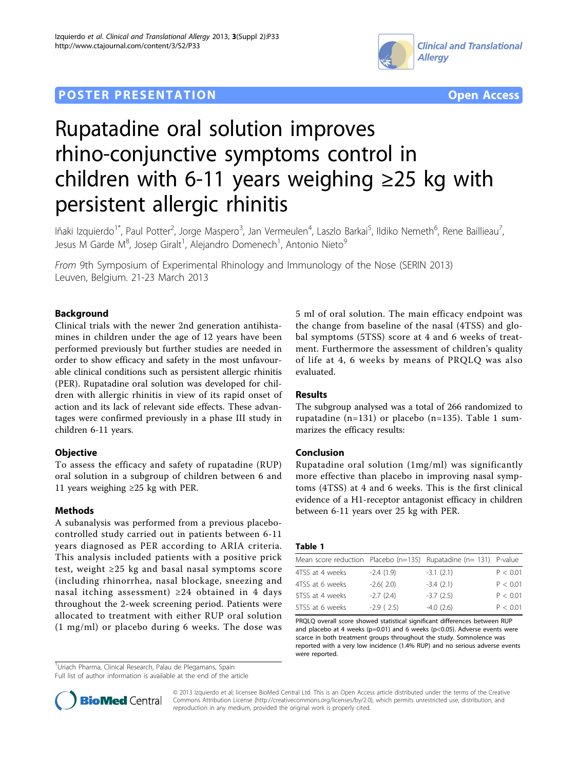POSTER PRESENTATION Open Access

# Rupatadine oral solution improves rhino-conjunctive symptoms control in children with 6-11 years weighing ≥25 kg with persistent allergic rhinitis

Iñaki Izquierdo[1*], Paul Potter[2], Jorge Maspero[3], Jan Vermeulen[4], Laszlo Barkai[5], Ildiko Nemeth[6], Rene Baillieau[7], Jesus M Garde M[8], Josep Giralt[1], Alejandro Domenech[1], Antonio Nieto[9]

*From* 9th Symposium of Experimental Rhinology and Immunology of the Nose (SERIN 2013)
Leuven, Belgium. 21-23 March 2013

## Background

Clinical trials with the newer 2nd generation antihistamines in children under the age of 12 years have been performed previously but further studies are needed in order to show efficacy and safety in the most unfavourable clinical conditions such as persistent allergic rhinitis (PER). Rupatadine oral solution was developed for children with allergic rhinitis in view of its rapid onset of action and its lack of relevant side effects. These advantages were confirmed previously in a phase III study in children 6-11 years.

## Objective

To assess the efficacy and safety of rupatadine (RUP) oral solution in a subgroup of children between 6 and 11 years weighing ≥25 kg with PER.

## Methods

A subanalysis was performed from a previous placebo-controlled study carried out in patients between 6-11 years diagnosed as PER according to ARIA criteria. This analysis included patients with a positive prick test, weight ≥25 kg and basal nasal symptoms score (including rhinorrhea, nasal blockage, sneezing and nasal itching assessment) ≥24 obtained in 4 days throughout the 2-week screening period. Patients were allocated to treatment with either RUP oral solution (1 mg/ml) or placebo during 6 weeks. The dose was 5 ml of oral solution. The main efficacy endpoint was the change from baseline of the nasal (4TSS) and global symptoms (5TSS) score at 4 and 6 weeks of treatment. Furthermore the assessment of children's quality of life at 4, 6 weeks by means of PRQLQ was also evaluated.

## Results

The subgroup analysed was a total of 266 randomized to rupatadine (n=131) or placebo (n=135). Table 1 summarizes the efficacy results:

## Conclusion

Rupatadine oral solution (1mg/ml) was significantly more effective than placebo in improving nasal symptoms (4TSS) at 4 and 6 weeks. This is the first clinical evidence of a H1-receptor antagonist efficacy in children between 6-11 years over 25 kg with PER.

**Table 1**

| Mean score reduction | Placebo (n=135) | Rupatadine (n= 131) | P-value |
|---|---|---|---|
| 4TSS at 4 weeks | -2.4 (1.9) | -3.1 (2.1) | P < 0.01 |
| 4TSS at 6 weeks | -2.6( 2.0) | -3.4 (2.1) | P < 0.01 |
| 5TSS at 4 weeks | -2.7 (2.4) | -3.7 (2.5) | P < 0.01 |
| 5TSS at 6 weeks | -2.9 ( 2.5) | -4.0 (2.6) | P < 0.01 |

PRQLQ overall score showed statistical significant differences between RUP and placebo at 4 weeks (p=0.01) and 6 weeks (p<0.05). Adverse events were scarce in both treatment groups throughout the study. Somnolence was reported with a very low incidence (1.4% RUP) and no serious adverse events were reported.

[1]Uriach Pharma, Clinical Research, Palau de Plegamans, Spain
Full list of author information is available at the end of the article

© 2013 Izquierdo et al; licensee BioMed Central Ltd. This is an Open Access article distributed under the terms of the Creative Commons Attribution License (http://creativecommons.org/licenses/by/2.0), which permits unrestricted use, distribution, and reproduction in any medium, provided the original work is properly cited.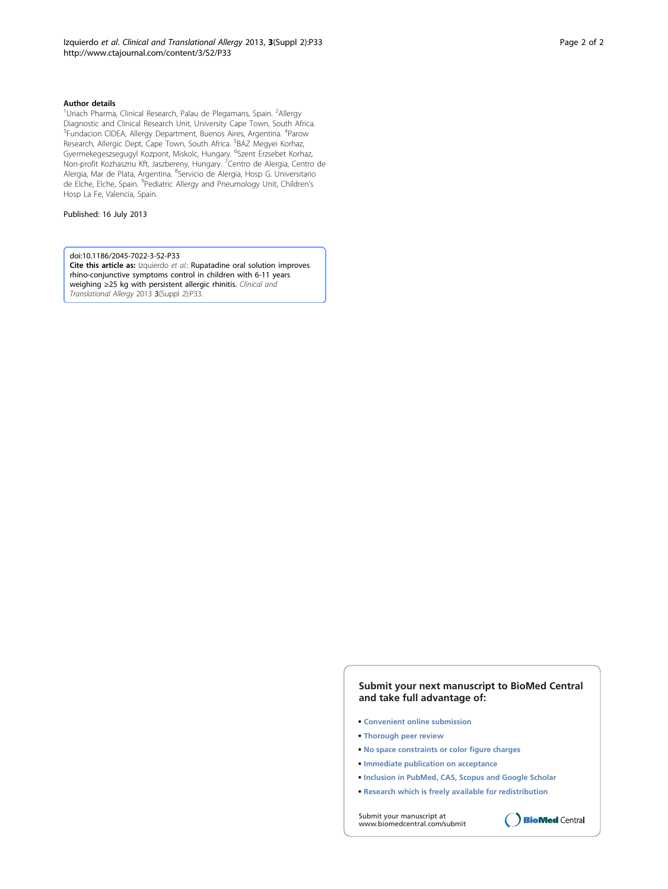### Author details

[1]Uriach Pharma, Clinical Research, Palau de Plegamans, Spain. [2]Allergy Diagnostic and Clinical Research Unit, University Cape Town, South Africa. [3]Fundacion CIDEA, Allergy Department, Buenos Aires, Argentina. [4]Parow Research, Allergic Dept, Cape Town, South Africa. [5]BAZ Megyei Korhaz, Gyermekegeszsegugyl Kozpont, Miskolc, Hungary. [6]Szent Erzsebet Korhaz, Non-profit Kozhasznu Kft, Jaszbereny, Hungary. [7]Centro de Alergia, Centro de Alergia, Mar de Plata, Argentina. [8]Servicio de Alergia, Hosp G. Universitario de Elche, Elche, Spain. [9]Pediatric Allergy and Pneumology Unit, Children's Hosp La Fe, Valencia, Spain.

Published: 16 July 2013

doi:10.1186/2045-7022-3-S2-P33

**Cite this article as:** Izquierdo *et al.*: Rupatadine oral solution improves rhino-conjunctive symptoms control in children with 6-11 years weighing ≥25 kg with persistent allergic rhinitis. *Clinical and Translational Allergy* 2013 **3**(Suppl 2):P33.

**Submit your next manuscript to BioMed Central and take full advantage of:**

- Convenient online submission
- Thorough peer review
- No space constraints or color figure charges
- Immediate publication on acceptance
- Inclusion in PubMed, CAS, Scopus and Google Scholar
- Research which is freely available for redistribution

Submit your manuscript at
www.biomedcentral.com/submit

BioMed Central